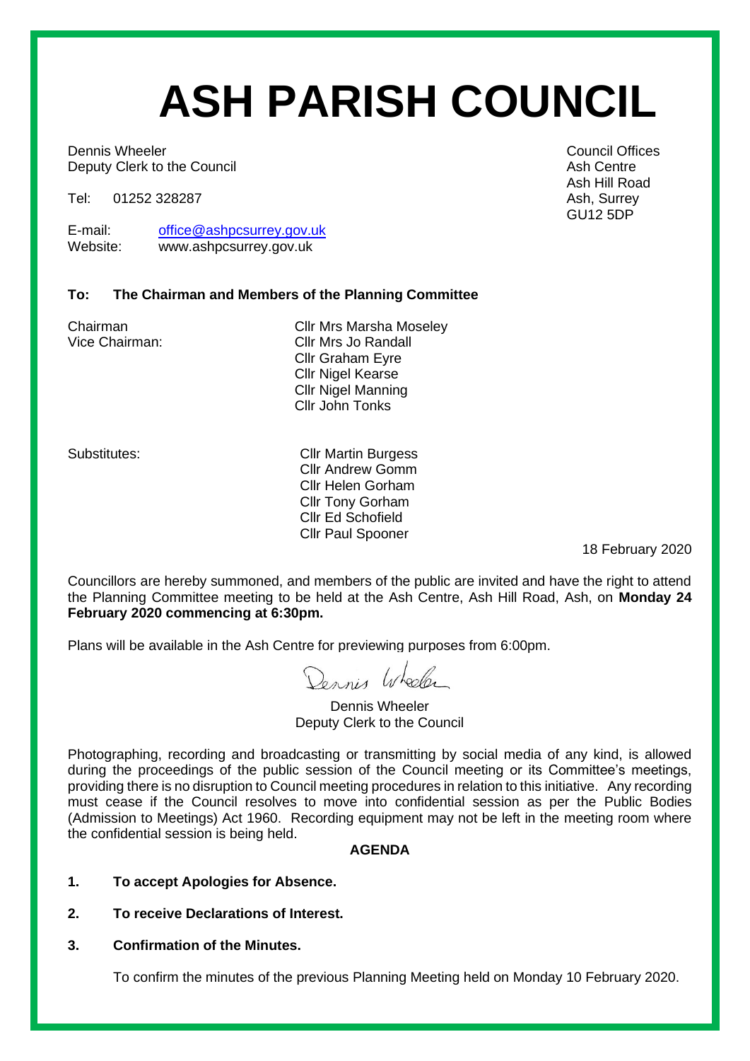# ASH PARISH COUNCIL

Dennis Wheeler
Deputy Clerk to the Council

Tel: 01252 328287

E-mail: office@ashpcsurrey.gov.uk
Website: www.ashpcsurrey.gov.uk

Council Offices
Ash Centre
Ash Hill Road
Ash, Surrey
GU12 5DP

**To: The Chairman and Members of the Planning Committee**

Chairman: Cllr Mrs Marsha Moseley
Vice Chairman: Cllr Mrs Jo Randall
Cllr Graham Eyre
Cllr Nigel Kearse
Cllr Nigel Manning
Cllr John Tonks

Substitutes:
Cllr Martin Burgess
Cllr Andrew Gomm
Cllr Helen Gorham
Cllr Tony Gorham
Cllr Ed Schofield
Cllr Paul Spooner

18 February 2020

Councillors are hereby summoned, and members of the public are invited and have the right to attend the Planning Committee meeting to be held at the Ash Centre, Ash Hill Road, Ash, on **Monday 24 February 2020 commencing at 6:30pm.**

Plans will be available in the Ash Centre for previewing purposes from 6:00pm.

Dennis Wheeler
Deputy Clerk to the Council

Photographing, recording and broadcasting or transmitting by social media of any kind, is allowed during the proceedings of the public session of the Council meeting or its Committee's meetings, providing there is no disruption to Council meeting procedures in relation to this initiative. Any recording must cease if the Council resolves to move into confidential session as per the Public Bodies (Admission to Meetings) Act 1960. Recording equipment may not be left in the meeting room where the confidential session is being held.

**AGENDA**

1. **To accept Apologies for Absence.**

2. **To receive Declarations of Interest.**

3. **Confirmation of the Minutes.**

   To confirm the minutes of the previous Planning Meeting held on Monday 10 February 2020.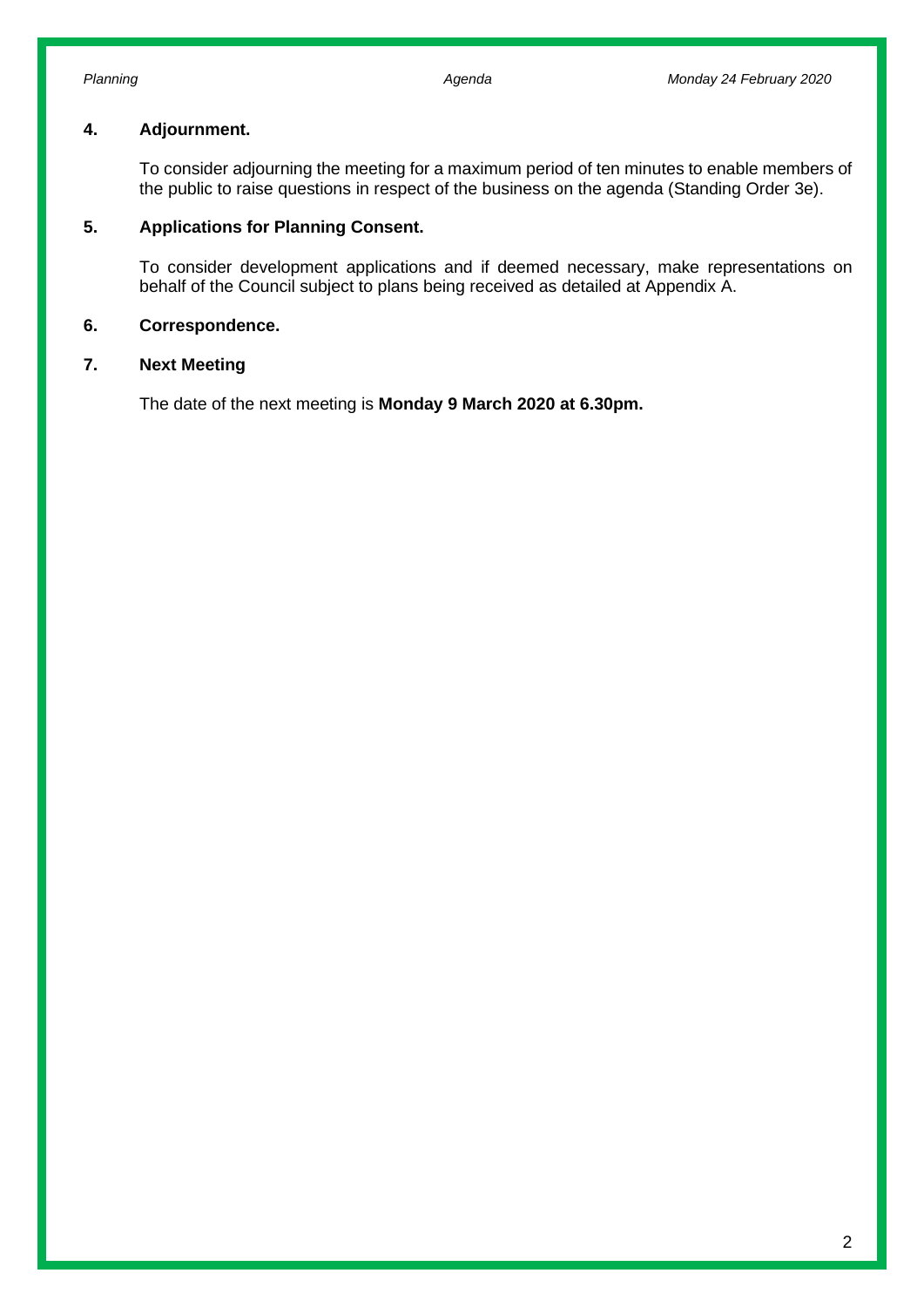**4. Adjournment.**

To consider adjourning the meeting for a maximum period of ten minutes to enable members of the public to raise questions in respect of the business on the agenda (Standing Order 3e).

**5. Applications for Planning Consent.**

To consider development applications and if deemed necessary, make representations on behalf of the Council subject to plans being received as detailed at Appendix A.

**6. Correspondence.**

**7. Next Meeting**

The date of the next meeting is **Monday 9 March 2020 at 6.30pm.**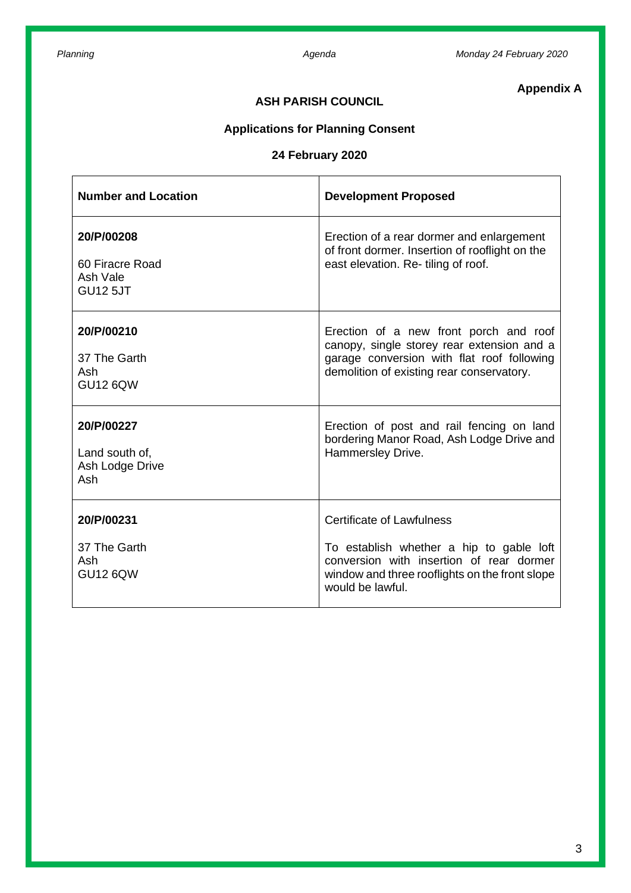**Appendix A**

## ASH PARISH COUNCIL

### Applications for Planning Consent

### 24 February 2020

| Number and Location | Development Proposed |
| --- | --- |
| **20/P/00208**<br><br>60 Firacre Road<br>Ash Vale<br>GU12 5JT | Erection of a rear dormer and enlargement of front dormer. Insertion of rooflight on the east elevation. Re- tiling of roof. |
| **20/P/00210**<br><br>37 The Garth<br>Ash<br>GU12 6QW | Erection of a new front porch and roof canopy, single storey rear extension and a garage conversion with flat roof following demolition of existing rear conservatory. |
| **20/P/00227**<br><br>Land south of,<br>Ash Lodge Drive<br>Ash | Erection of post and rail fencing on land bordering Manor Road, Ash Lodge Drive and Hammersley Drive. |
| **20/P/00231**<br><br>37 The Garth<br>Ash<br>GU12 6QW | Certificate of Lawfulness<br><br>To establish whether a hip to gable loft conversion with insertion of rear dormer window and three rooflights on the front slope would be lawful. |